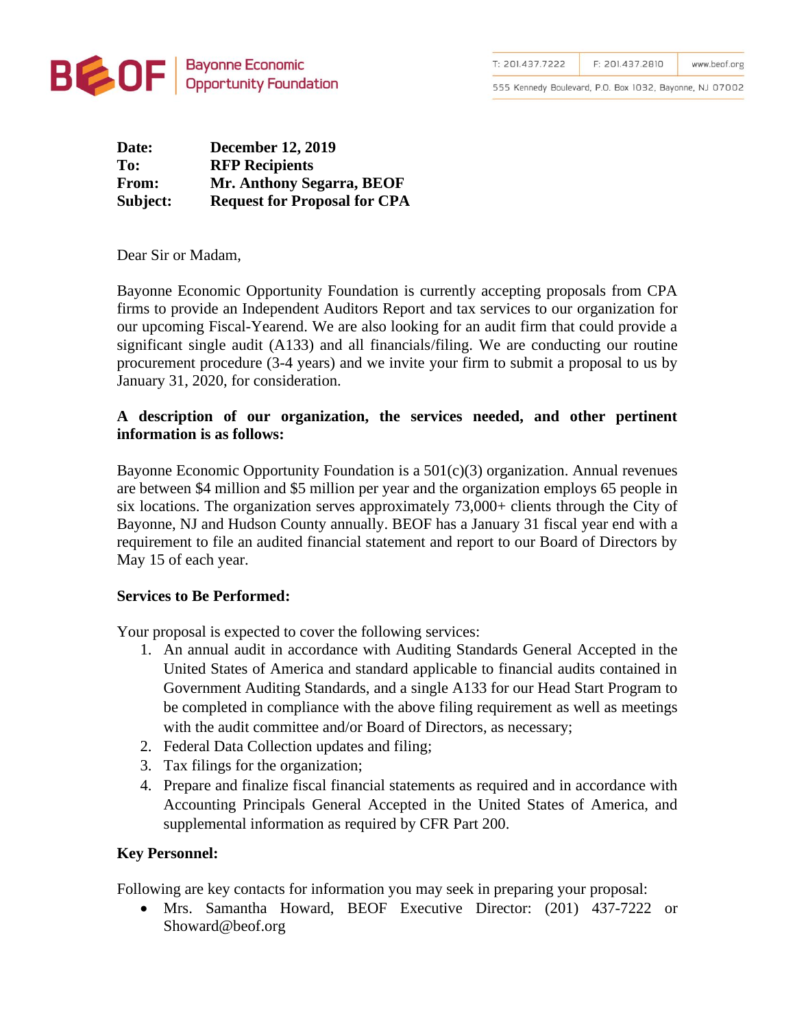BEOF | Bayonne Economic Opportunity Foundation

T: 201.437.7222 | F: 201.437.2810 | www.beof.org

555 Kennedy Boulevard, P.O. Box 1032, Bayonne, NJ 07002

**Date:** **December 12, 2019**
**To:** **RFP Recipients**
**From:** **Mr. Anthony Segarra, BEOF**
**Subject:** **Request for Proposal for CPA**

Dear Sir or Madam,

Bayonne Economic Opportunity Foundation is currently accepting proposals from CPA firms to provide an Independent Auditors Report and tax services to our organization for our upcoming Fiscal-Yearend. We are also looking for an audit firm that could provide a significant single audit (A133) and all financials/filing. We are conducting our routine procurement procedure (3-4 years) and we invite your firm to submit a proposal to us by January 31, 2020, for consideration.

**A description of our organization, the services needed, and other pertinent information is as follows:**

Bayonne Economic Opportunity Foundation is a 501(c)(3) organization. Annual revenues are between $4 million and $5 million per year and the organization employs 65 people in six locations. The organization serves approximately 73,000+ clients through the City of Bayonne, NJ and Hudson County annually. BEOF has a January 31 fiscal year end with a requirement to file an audited financial statement and report to our Board of Directors by May 15 of each year.

**Services to Be Performed:**

Your proposal is expected to cover the following services:

1. An annual audit in accordance with Auditing Standards General Accepted in the United States of America and standard applicable to financial audits contained in Government Auditing Standards, and a single A133 for our Head Start Program to be completed in compliance with the above filing requirement as well as meetings with the audit committee and/or Board of Directors, as necessary;
2. Federal Data Collection updates and filing;
3. Tax filings for the organization;
4. Prepare and finalize fiscal financial statements as required and in accordance with Accounting Principals General Accepted in the United States of America, and supplemental information as required by CFR Part 200.

**Key Personnel:**

Following are key contacts for information you may seek in preparing your proposal:

- Mrs. Samantha Howard, BEOF Executive Director: (201) 437-7222 or Showard@beof.org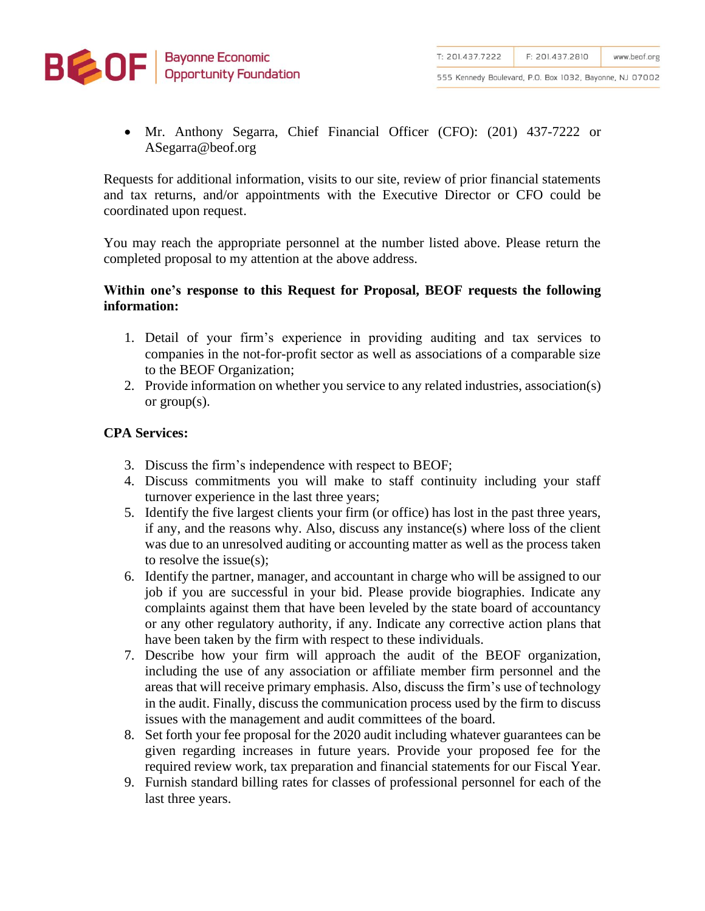- Mr. Anthony Segarra, Chief Financial Officer (CFO): (201) 437-7222 or ASegarra@beof.org

Requests for additional information, visits to our site, review of prior financial statements and tax returns, and/or appointments with the Executive Director or CFO could be coordinated upon request.

You may reach the appropriate personnel at the number listed above. Please return the completed proposal to my attention at the above address.

**Within one's response to this Request for Proposal, BEOF requests the following information:**

1. Detail of your firm's experience in providing auditing and tax services to companies in the not-for-profit sector as well as associations of a comparable size to the BEOF Organization;
2. Provide information on whether you service to any related industries, association(s) or group(s).

**CPA Services:**

3. Discuss the firm's independence with respect to BEOF;
4. Discuss commitments you will make to staff continuity including your staff turnover experience in the last three years;
5. Identify the five largest clients your firm (or office) has lost in the past three years, if any, and the reasons why. Also, discuss any instance(s) where loss of the client was due to an unresolved auditing or accounting matter as well as the process taken to resolve the issue(s);
6. Identify the partner, manager, and accountant in charge who will be assigned to our job if you are successful in your bid. Please provide biographies. Indicate any complaints against them that have been leveled by the state board of accountancy or any other regulatory authority, if any. Indicate any corrective action plans that have been taken by the firm with respect to these individuals.
7. Describe how your firm will approach the audit of the BEOF organization, including the use of any association or affiliate member firm personnel and the areas that will receive primary emphasis. Also, discuss the firm's use of technology in the audit. Finally, discuss the communication process used by the firm to discuss issues with the management and audit committees of the board.
8. Set forth your fee proposal for the 2020 audit including whatever guarantees can be given regarding increases in future years. Provide your proposed fee for the required review work, tax preparation and financial statements for our Fiscal Year.
9. Furnish standard billing rates for classes of professional personnel for each of the last three years.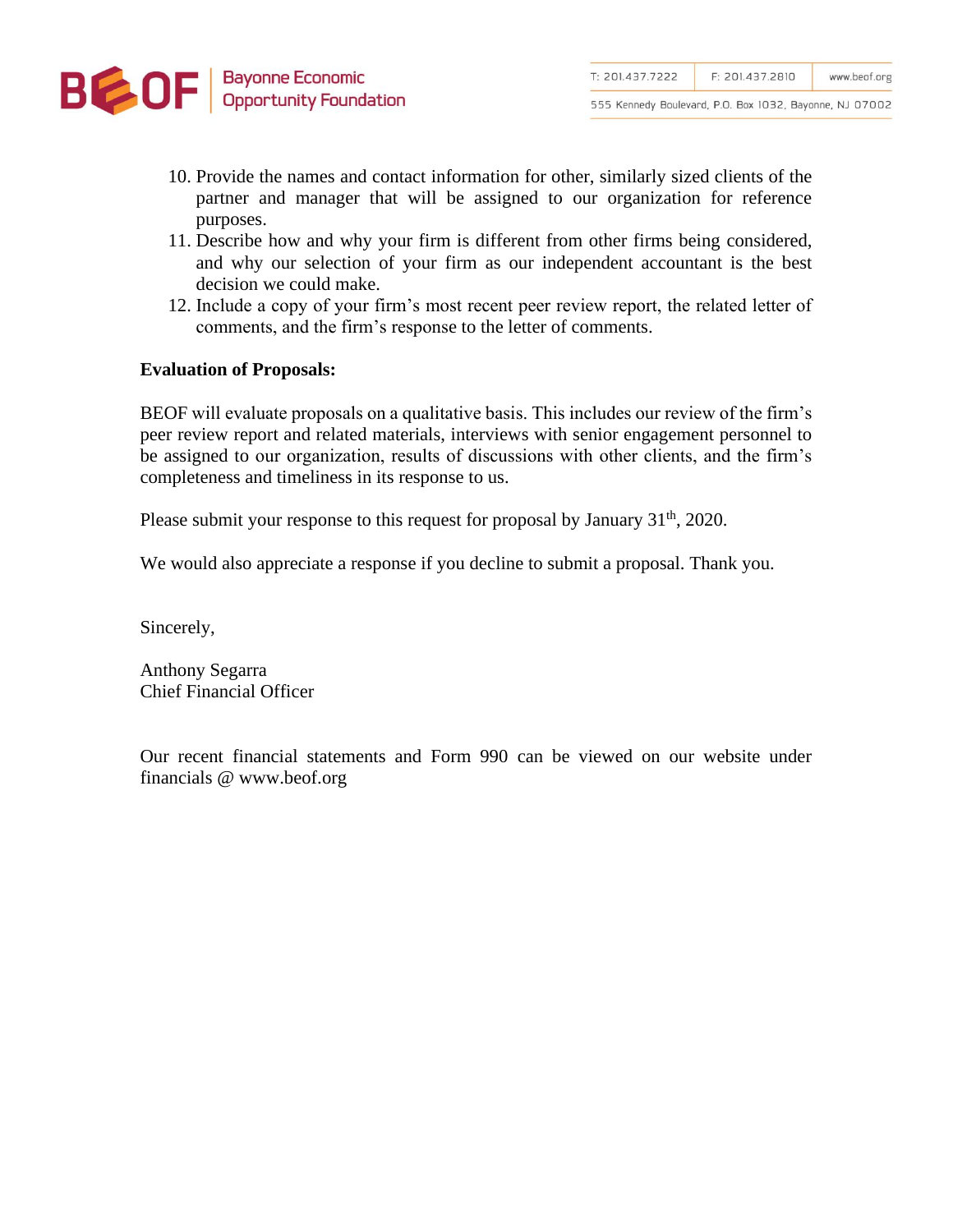10. Provide the names and contact information for other, similarly sized clients of the partner and manager that will be assigned to our organization for reference purposes.
11. Describe how and why your firm is different from other firms being considered, and why our selection of your firm as our independent accountant is the best decision we could make.
12. Include a copy of your firm's most recent peer review report, the related letter of comments, and the firm's response to the letter of comments.

**Evaluation of Proposals:**

BEOF will evaluate proposals on a qualitative basis. This includes our review of the firm's peer review report and related materials, interviews with senior engagement personnel to be assigned to our organization, results of discussions with other clients, and the firm's completeness and timeliness in its response to us.

Please submit your response to this request for proposal by January 31th, 2020.

We would also appreciate a response if you decline to submit a proposal. Thank you.

Sincerely,

Anthony Segarra
Chief Financial Officer

Our recent financial statements and Form 990 can be viewed on our website under financials @ www.beof.org